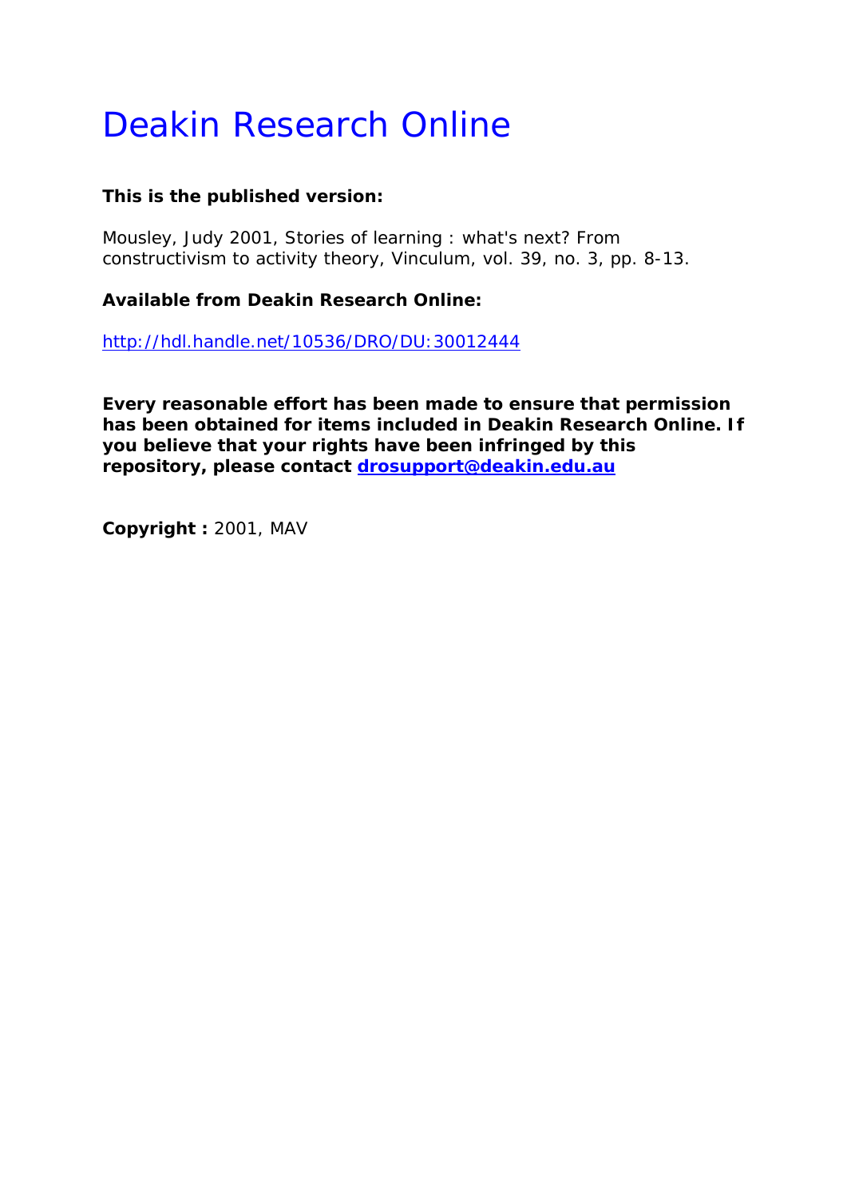# Deakin Research Online

**This is the published version:**

Mousley, Judy 2001, Stories of learning : what's next? From constructivism to activity theory, Vinculum, vol. 39, no. 3, pp. 8-13.

**Available from Deakin Research Online:**

http://hdl.handle.net/10536/DRO/DU:30012444

**Every reasonable effort has been made to ensure that permission has been obtained for items included in Deakin Research Online. If you believe that your rights have been infringed by this repository, please contact drosupport@deakin.edu.au**

**Copyright :** 2001, MAV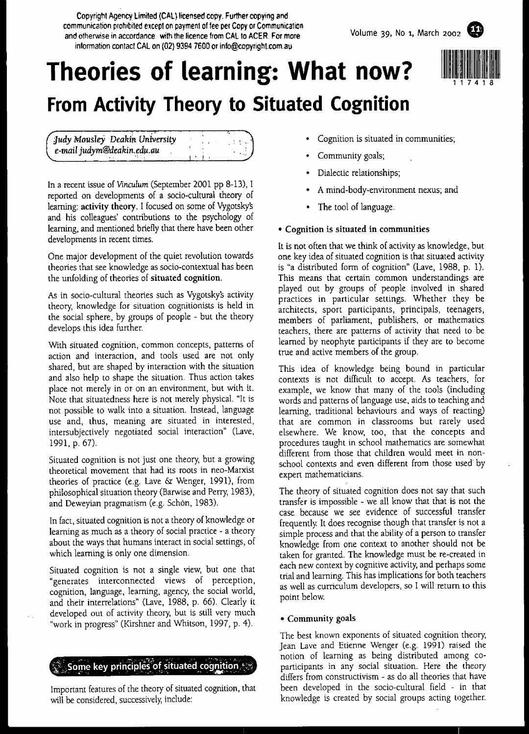# Theories of learning: What now?

## From Activity Theory to Situated Cognition

*Judy Mousley Deakin University*
*e-mail judym@deakin.edu.au*

In a recent issue of *Vinculum* (September 2001 pp 8-13), I reported on developments of a socio-cultural theory of learning: **activity theory**. I focused on some of Vygotsky's and his colleagues' contributions to the psychology of learning, and mentioned briefly that there have been other developments in recent times.

One major development of the quiet revolution towards theories that see knowledge as socio-contextual has been the unfolding of theories of **situated cognition**.

As in socio-cultural theories such as Vygotsky's activity theory, knowledge for situation cognitionists is held in the social sphere, by groups of people - but the theory develops this idea further.

With situated cognition, common concepts, patterns of action and interaction, and tools used are not only shared, but are shaped by interaction with the situation and also help to shape the situation. Thus action takes place not merely in or on an environment, but with it. Note that situatedness here is not merely physical. "It is not possible to walk into a situation. Instead, language use and, thus, meaning are situated in interested, intersubjectively negotiated social interaction" (Lave, 1991, p. 67).

Situated cognition is not just one theory, but a growing theoretical movement that had its roots in neo-Marxist theories of practice (e.g. Lave & Wenger, 1991), from philosophical situation theory (Barwise and Perry, 1983), and Deweyian pragmatism (e.g. Schön, 1983).

In fact, situated cognition is not a theory of knowledge or learning as much as a theory of social practice - a theory about the ways that humans interact in social settings, of which learning is only one dimension.

Situated cognition is not a single view, but one that "generates interconnected views of perception, cognition, language, learning, agency, the social world, and their interrelations" (Lave, 1988, p. 66). Clearly it developed out of activity theory, but is still very much "work in progress" (Kirshner and Whitson, 1997, p. 4).

## Some key principles of situated cognition

Important features of the theory of situated cognition, that will be considered, successively, include:

- Cognition is situated in communities;
- Community goals;
- Dialectic relationships;
- A mind-body-environment nexus; and
- The tool of language.

### • Cognition is situated in communities

It is not often that we think of activity as knowledge, but one key idea of situated cognition is that situated activity is "a distributed form of cognition" (Lave, 1988, p. 1). This means that certain common understandings are played out by groups of people involved in shared practices in particular settings. Whether they be architects, sport participants, principals, teenagers, members of parliament, publishers, or mathematics teachers, there are patterns of activity that need to be learned by neophyte participants if they are to become true and active members of the group.

This idea of knowledge being bound in particular contexts is not difficult to accept. As teachers, for example, we know that many of the tools (including words and patterns of language use, aids to teaching and learning, traditional behaviours and ways of reacting) that are common in classrooms but rarely used elsewhere. We know, too, that the concepts and procedures taught in school mathematics are somewhat different from those that children would meet in non-school contexts and even different from those used by expert mathematicians.

The theory of situated cognition does not say that such transfer is impossible - we all know that that is not the case because we see evidence of successful transfer frequently. It does recognise though that transfer is not a simple process and that the ability of a person to transfer knowledge from one context to another should not be taken for granted. The knowledge must be re-created in each new context by cognitive activity, and perhaps some trial and learning. This has implications for both teachers as well as curriculum developers, so I will return to this point below.

### • Community goals

The best known exponents of situated cognition theory, Jean Lave and Etienne Wenger (e.g. 1991) raised the notion of learning as being distributed among co-participants in any social situation. Here the theory differs from constructivism - as do all theories that have been developed in the socio-cultural field - in that knowledge is created by social groups acting together.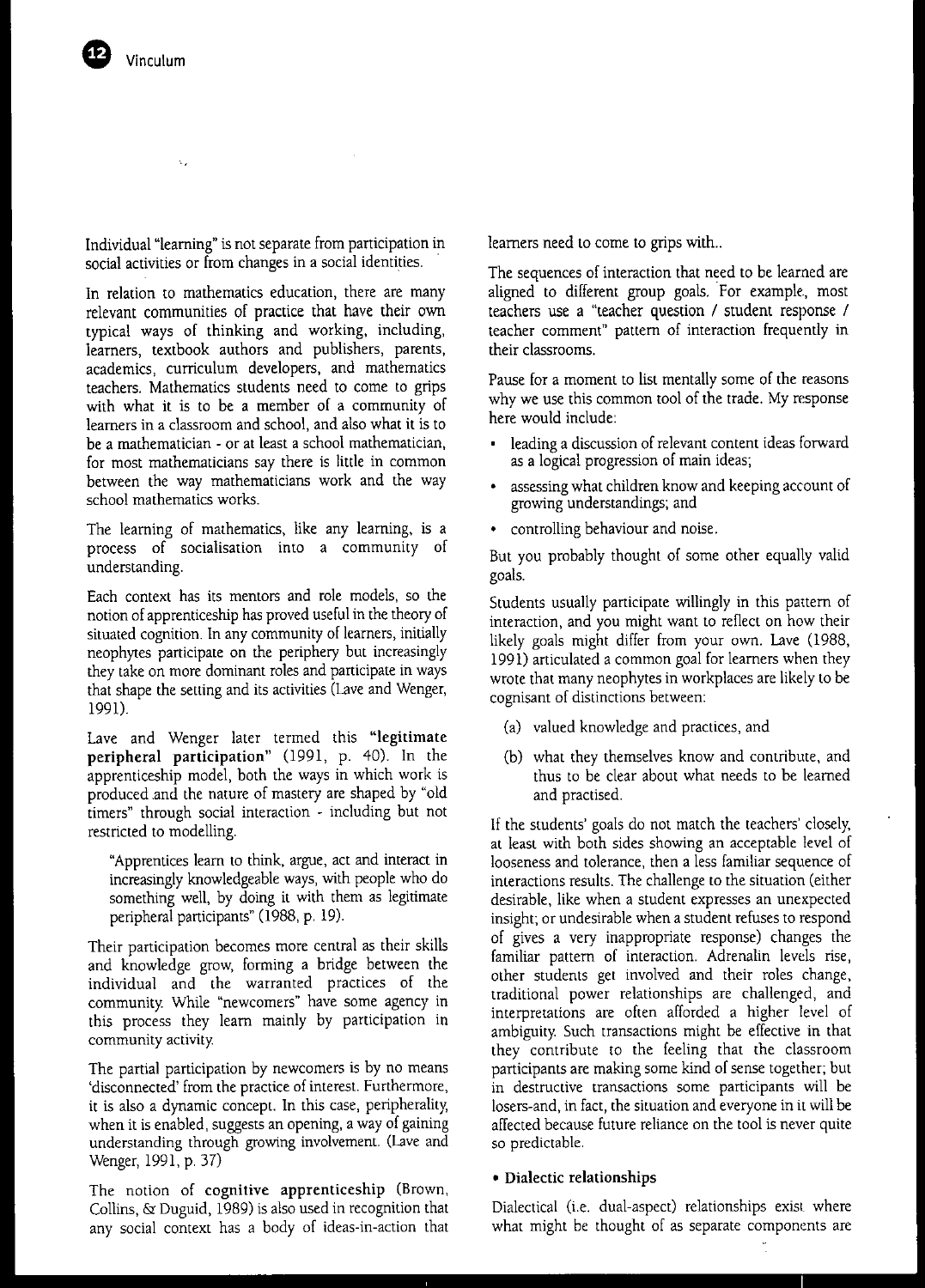Individual "learning" is not separate from participation in social activities or from changes in a social identities.

In relation to mathematics education, there are many relevant communities of practice that have their own typical ways of thinking and working, including, learners, textbook authors and publishers, parents, academics, curriculum developers, and mathematics teachers. Mathematics students need to come to grips with what it is to be a member of a community of learners in a classroom and school, and also what it is to be a mathematician - or at least a school mathematician, for most mathematicians say there is little in common between the way mathematicians work and the way school mathematics works.

The learning of mathematics, like any learning, is a process of socialisation into a community of understanding.

Each context has its mentors and role models, so the notion of apprenticeship has proved useful in the theory of situated cognition. In any community of learners, initially neophytes participate on the periphery but increasingly they take on more dominant roles and participate in ways that shape the setting and its activities (Lave and Wenger, 1991).

Lave and Wenger later termed this **"legitimate peripheral participation"** (1991, p. 40). In the apprenticeship model, both the ways in which work is produced and the nature of mastery are shaped by "old timers" through social interaction - including but not restricted to modelling.

> "Apprentices learn to think, argue, act and interact in increasingly knowledgeable ways, with people who do something well, by doing it with them as legitimate peripheral participants" (1988, p. 19).

Their participation becomes more central as their skills and knowledge grow, forming a bridge between the individual and the warranted practices of the community. While "newcomers" have some agency in this process they learn mainly by participation in community activity.

The partial participation by newcomers is by no means 'disconnected' from the practice of interest. Furthermore, it is also a dynamic concept. In this case, peripherality, when it is enabled, suggests an opening, a way of gaining understanding through growing involvement. (Lave and Wenger, 1991, p. 37)

The notion of **cognitive apprenticeship** (Brown, Collins, & Duguid, 1989) is also used in recognition that any social context has a body of ideas-in-action that learners need to come to grips with..

The sequences of interaction that need to be learned are aligned to different group goals. For example, most teachers use a "teacher question / student response / teacher comment" pattern of interaction frequently in their classrooms.

Pause for a moment to list mentally some of the reasons why we use this common tool of the trade. My response here would include:

- leading a discussion of relevant content ideas forward as a logical progression of main ideas;
- assessing what children know and keeping account of growing understandings; and
- controlling behaviour and noise.

But you probably thought of some other equally valid goals.

Students usually participate willingly in this pattern of interaction, and you might want to reflect on how their likely goals might differ from your own. Lave (1988, 1991) articulated a common goal for learners when they wrote that many neophytes in workplaces are likely to be cognisant of distinctions between:

(a) valued knowledge and practices, and

(b) what they themselves know and contribute, and thus to be clear about what needs to be learned and practised.

If the students' goals do not match the teachers' closely, at least with both sides showing an acceptable level of looseness and tolerance, then a less familiar sequence of interactions results. The challenge to the situation (either desirable, like when a student expresses an unexpected insight; or undesirable when a student refuses to respond of gives a very inappropriate response) changes the familiar pattern of interaction. Adrenalin levels rise, other students get involved and their roles change, traditional power relationships are challenged, and interpretations are often afforded a higher level of ambiguity. Such transactions might be effective in that they contribute to the feeling that the classroom participants are making some kind of sense together; but in destructive transactions some participants will be losers-and, in fact, the situation and everyone in it will be affected because future reliance on the tool is never quite so predictable.

### • Dialectic relationships

Dialectical (i.e. dual-aspect) relationships exist where what might be thought of as separate components are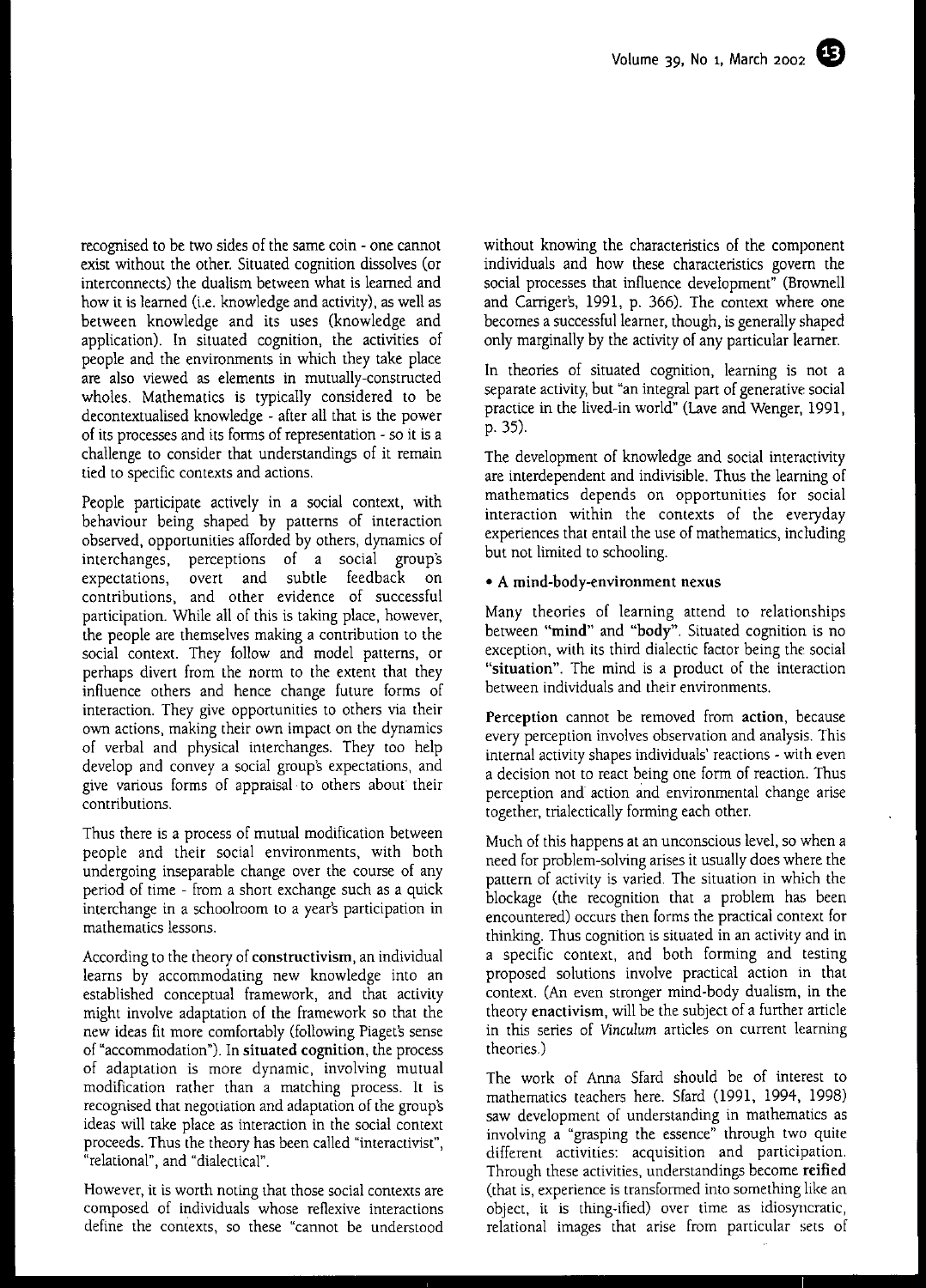recognised to be two sides of the same coin - one cannot exist without the other. Situated cognition dissolves (or interconnects) the dualism between what is learned and how it is learned (i.e. knowledge and activity), as well as between knowledge and its uses (knowledge and application). In situated cognition, the activities of people and the environments in which they take place are also viewed as elements in mutually-constructed wholes. Mathematics is typically considered to be decontextualised knowledge - after all that is the power of its processes and its forms of representation - so it is a challenge to consider that understandings of it remain tied to specific contexts and actions.

People participate actively in a social context, with behaviour being shaped by patterns of interaction observed, opportunities afforded by others, dynamics of interchanges, perceptions of a social group's expectations, overt and subtle feedback on contributions, and other evidence of successful participation. While all of this is taking place, however, the people are themselves making a contribution to the social context. They follow and model patterns, or perhaps divert from the norm to the extent that they influence others and hence change future forms of interaction. They give opportunities to others via their own actions, making their own impact on the dynamics of verbal and physical interchanges. They too help develop and convey a social group's expectations, and give various forms of appraisal to others about their contributions.

Thus there is a process of mutual modification between people and their social environments, with both undergoing inseparable change over the course of any period of time - from a short exchange such as a quick interchange in a schoolroom to a year's participation in mathematics lessons.

According to the theory of **constructivism**, an individual learns by accommodating new knowledge into an established conceptual framework, and that activity might involve adaptation of the framework so that the new ideas fit more comfortably (following Piaget's sense of "accommodation"). In **situated cognition**, the process of adaptation is more dynamic, involving mutual modification rather than a matching process. It is recognised that negotiation and adaptation of the group's ideas will take place as interaction in the social context proceeds. Thus the theory has been called "interactivist", "relational", and "dialectical".

However, it is worth noting that those social contexts are composed of individuals whose reflexive interactions define the contexts, so these "cannot be understood without knowing the characteristics of the component individuals and how these characteristics govern the social processes that influence development" (Brownell and Carriger's, 1991, p. 366). The context where one becomes a successful learner, though, is generally shaped only marginally by the activity of any particular learner.

In theories of situated cognition, learning is not a separate activity, but "an integral part of generative social practice in the lived-in world" (Lave and Wenger, 1991, p. 35).

The development of knowledge and social interactivity are interdependent and indivisible. Thus the learning of mathematics depends on opportunities for social interaction within the contexts of the everyday experiences that entail the use of mathematics, including but not limited to schooling.

- **A mind-body-environment nexus**

Many theories of learning attend to relationships between "**mind**" and "**body**". Situated cognition is no exception, with its third dialectic factor being the social "**situation**". The mind is a product of the interaction between individuals and their environments.

**Perception** cannot be removed from **action**, because every perception involves observation and analysis. This internal activity shapes individuals' reactions - with even a decision not to react being one form of reaction. Thus perception and action and environmental change arise together, trialectically forming each other.

Much of this happens at an unconscious level, so when a need for problem-solving arises it usually does where the pattern of activity is varied. The situation in which the blockage (the recognition that a problem has been encountered) occurs then forms the practical context for thinking. Thus cognition is situated in an activity and in a specific context, and both forming and testing proposed solutions involve practical action in that context. (An even stronger mind-body dualism, in the theory **enactivism**, will be the subject of a further article in this series of *Vinculum* articles on current learning theories.)

The work of Anna Sfard should be of interest to mathematics teachers here. Sfard (1991, 1994, 1998) saw development of understanding in mathematics as involving a "grasping the essence" through two quite different activities: acquisition and participation. Through these activities, understandings become **reified** (that is, experience is transformed into something like an object, it is thing-ified) over time as idiosyncratic, relational images that arise from particular sets of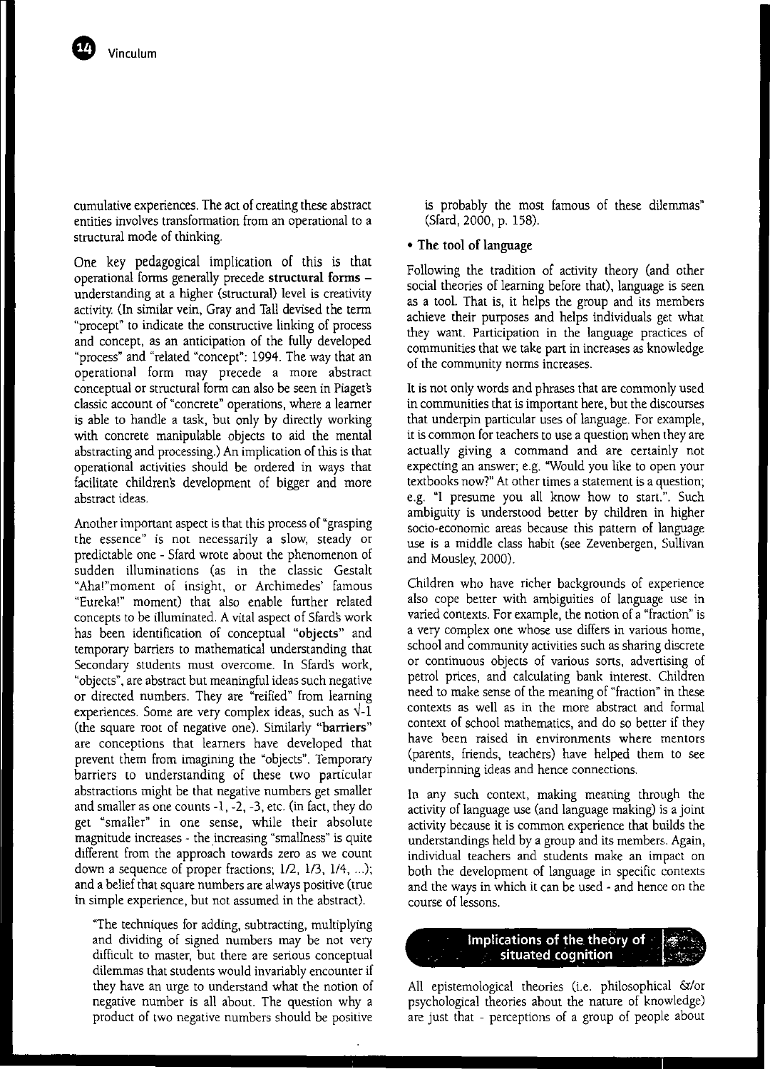cumulative experiences. The act of creating these abstract entities involves transformation from an operational to a structural mode of thinking.

One key pedagogical implication of this is that operational forms generally precede **structural forms** – understanding at a higher (structural) level is creativity activity. (In similar vein, Gray and Tall devised the term "procept" to indicate the constructive linking of process and concept, as an anticipation of the fully developed "process" and "related "concept": 1994. The way that an operational form may precede a more abstract conceptual or structural form can also be seen in Piaget's classic account of "concrete" operations, where a learner is able to handle a task, but only by directly working with concrete manipulable objects to aid the mental abstracting and processing.) An implication of this is that operational activities should be ordered in ways that facilitate children's development of bigger and more abstract ideas.

Another important aspect is that this process of "grasping the essence" is not necessarily a slow, steady or predictable one - Sfard wrote about the phenomenon of sudden illuminations (as in the classic Gestalt "Aha!"moment of insight, or Archimedes' famous "Eureka!" moment) that also enable further related concepts to be illuminated. A vital aspect of Sfard's work has been identification of conceptual "**objects**" and temporary barriers to mathematical understanding that Secondary students must overcome. In Sfard's work, "objects", are abstract but meaningful ideas such negative or directed numbers. They are "reified" from learning experiences. Some are very complex ideas, such as $\sqrt{-1}$ (the square root of negative one). Similarly "**barriers**" are conceptions that learners have developed that prevent them from imagining the "objects". Temporary barriers to understanding of these two particular abstractions might be that negative numbers get smaller and smaller as one counts -1, -2, -3, etc. (in fact, they do get "smaller" in one sense, while their absolute magnitude increases - the increasing "smallness" is quite different from the approach towards zero as we count down a sequence of proper fractions; 1/2, 1/3, 1/4, ...); and a belief that square numbers are always positive (true in simple experience, but not assumed in the abstract).

> "The techniques for adding, subtracting, multiplying and dividing of signed numbers may be not very difficult to master, but there are serious conceptual dilemmas that students would invariably encounter if they have an urge to understand what the notion of negative number is all about. The question why a product of two negative numbers should be positive is probably the most famous of these dilemmas" (Sfard, 2000, p. 158).

- **The tool of language**

Following the tradition of activity theory (and other social theories of learning before that), language is seen as a tool. That is, it helps the group and its members achieve their purposes and helps individuals get what they want. Participation in the language practices of communities that we take part in increases as knowledge of the community norms increases.

It is not only words and phrases that are commonly used in communities that is important here, but the discourses that underpin particular uses of language. For example, it is common for teachers to use a question when they are actually giving a command and are certainly not expecting an answer; e.g. "Would you like to open your textbooks now?" At other times a statement is a question; e.g. "I presume you all know how to start.". Such ambiguity is understood better by children in higher socio-economic areas because this pattern of language use is a middle class habit (see Zevenbergen, Sullivan and Mousley, 2000).

Children who have richer backgrounds of experience also cope better with ambiguities of language use in varied contexts. For example, the notion of a "fraction" is a very complex one whose use differs in various home, school and community activities such as sharing discrete or continuous objects of various sorts, advertising of petrol prices, and calculating bank interest. Children need to make sense of the meaning of "fraction" in these contexts as well as in the more abstract and formal context of school mathematics, and do so better if they have been raised in environments where mentors (parents, friends, teachers) have helped them to see underpinning ideas and hence connections.

In any such context, making meaning through the activity of language use (and language making) is a joint activity because it is common experience that builds the understandings held by a group and its members. Again, individual teachers and students make an impact on both the development of language in specific contexts and the ways in which it can be used - and hence on the course of lessons.

## Implications of the theory of situated cognition

All epistemological theories (i.e. philosophical &/or psychological theories about the nature of knowledge) are just that - perceptions of a group of people about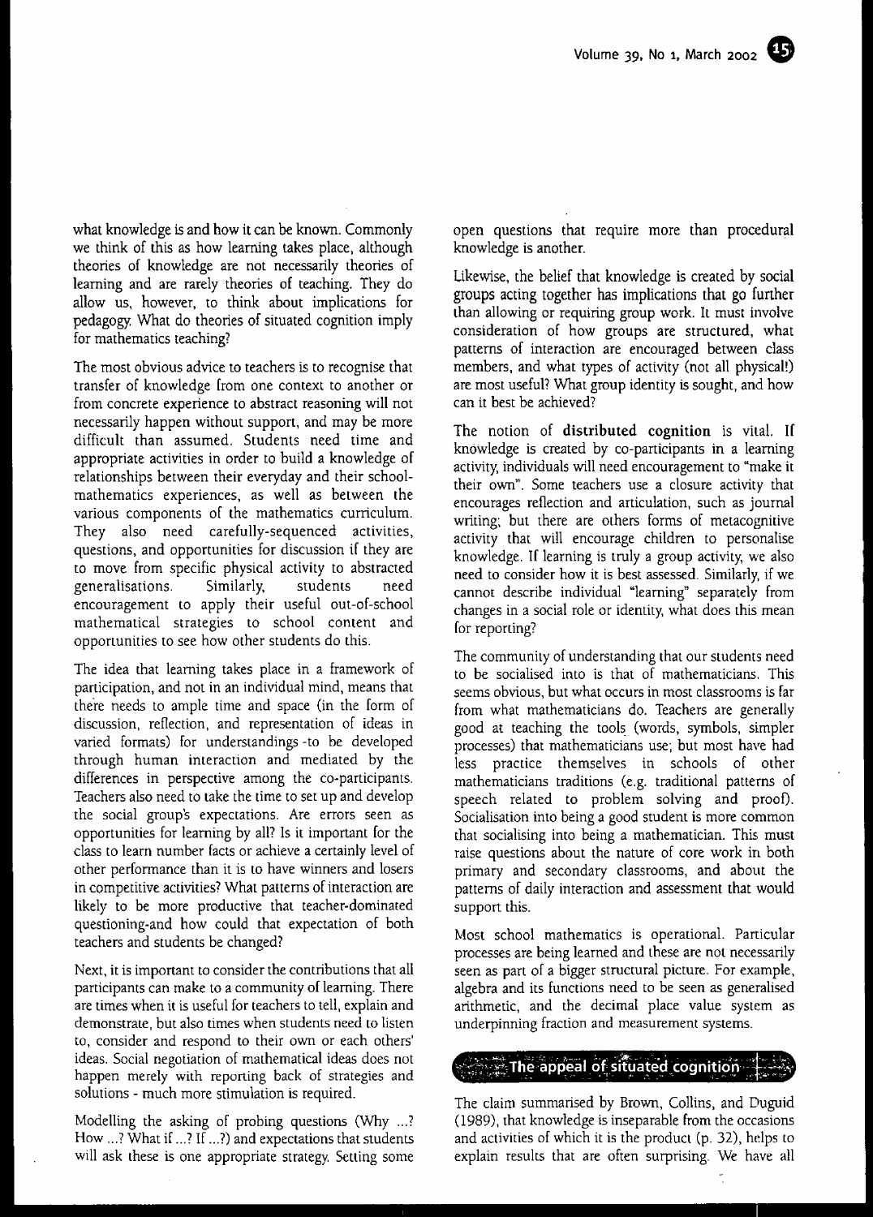what knowledge is and how it can be known. Commonly we think of this as how learning takes place, although theories of knowledge are not necessarily theories of learning and are rarely theories of teaching. They do allow us, however, to think about implications for pedagogy. What do theories of situated cognition imply for mathematics teaching?

The most obvious advice to teachers is to recognise that transfer of knowledge from one context to another or from concrete experience to abstract reasoning will not necessarily happen without support, and may be more difficult than assumed. Students need time and appropriate activities in order to build a knowledge of relationships between their everyday and their school-mathematics experiences, as well as between the various components of the mathematics curriculum. They also need carefully-sequenced activities, questions, and opportunities for discussion if they are to move from specific physical activity to abstracted generalisations. Similarly, students need encouragement to apply their useful out-of-school mathematical strategies to school content and opportunities to see how other students do this.

The idea that learning takes place in a framework of participation, and not in an individual mind, means that there needs to ample time and space (in the form of discussion, reflection, and representation of ideas in varied formats) for understandings -to be developed through human interaction and mediated by the differences in perspective among the co-participants. Teachers also need to take the time to set up and develop the social group's expectations. Are errors seen as opportunities for learning by all? Is it important for the class to learn number facts or achieve a certainly level of other performance than it is to have winners and losers in competitive activities? What patterns of interaction are likely to be more productive that teacher-dominated questioning-and how could that expectation of both teachers and students be changed?

Next, it is important to consider the contributions that all participants can make to a community of learning. There are times when it is useful for teachers to tell, explain and demonstrate, but also times when students need to listen to, consider and respond to their own or each others' ideas. Social negotiation of mathematical ideas does not happen merely with reporting back of strategies and solutions - much more stimulation is required.

Modelling the asking of probing questions (Why ...? How ...? What if ...? If ...?) and expectations that students will ask these is one appropriate strategy. Setting some open questions that require more than procedural knowledge is another.

Likewise, the belief that knowledge is created by social groups acting together has implications that go further than allowing or requiring group work. It must involve consideration of how groups are structured, what patterns of interaction are encouraged between class members, and what types of activity (not all physical!) are most useful? What group identity is sought, and how can it best be achieved?

The notion of **distributed cognition** is vital. If knowledge is created by co-participants in a learning activity, individuals will need encouragement to "make it their own". Some teachers use a closure activity that encourages reflection and articulation, such as journal writing; but there are others forms of metacognitive activity that will encourage children to personalise knowledge. If learning is truly a group activity, we also need to consider how it is best assessed. Similarly, if we cannot describe individual "learning" separately from changes in a social role or identity, what does this mean for reporting?

The community of understanding that our students need to be socialised into is that of mathematicians. This seems obvious, but what occurs in most classrooms is far from what mathematicians do. Teachers are generally good at teaching the tools (words, symbols, simpler processes) that mathematicians use; but most have had less practice themselves in schools of other mathematicians traditions (e.g. traditional patterns of speech related to problem solving and proof). Socialisation into being a good student is more common that socialising into being a mathematician. This must raise questions about the nature of core work in both primary and secondary classrooms, and about the patterns of daily interaction and assessment that would support this.

Most school mathematics is operational. Particular processes are being learned and these are not necessarily seen as part of a bigger structural picture. For example, algebra and its functions need to be seen as generalised arithmetic, and the decimal place value system as underpinning fraction and measurement systems.

## The appeal of situated cognition

The claim summarised by Brown, Collins, and Duguid (1989), that knowledge is inseparable from the occasions and activities of which it is the product (p. 32), helps to explain results that are often surprising. We have all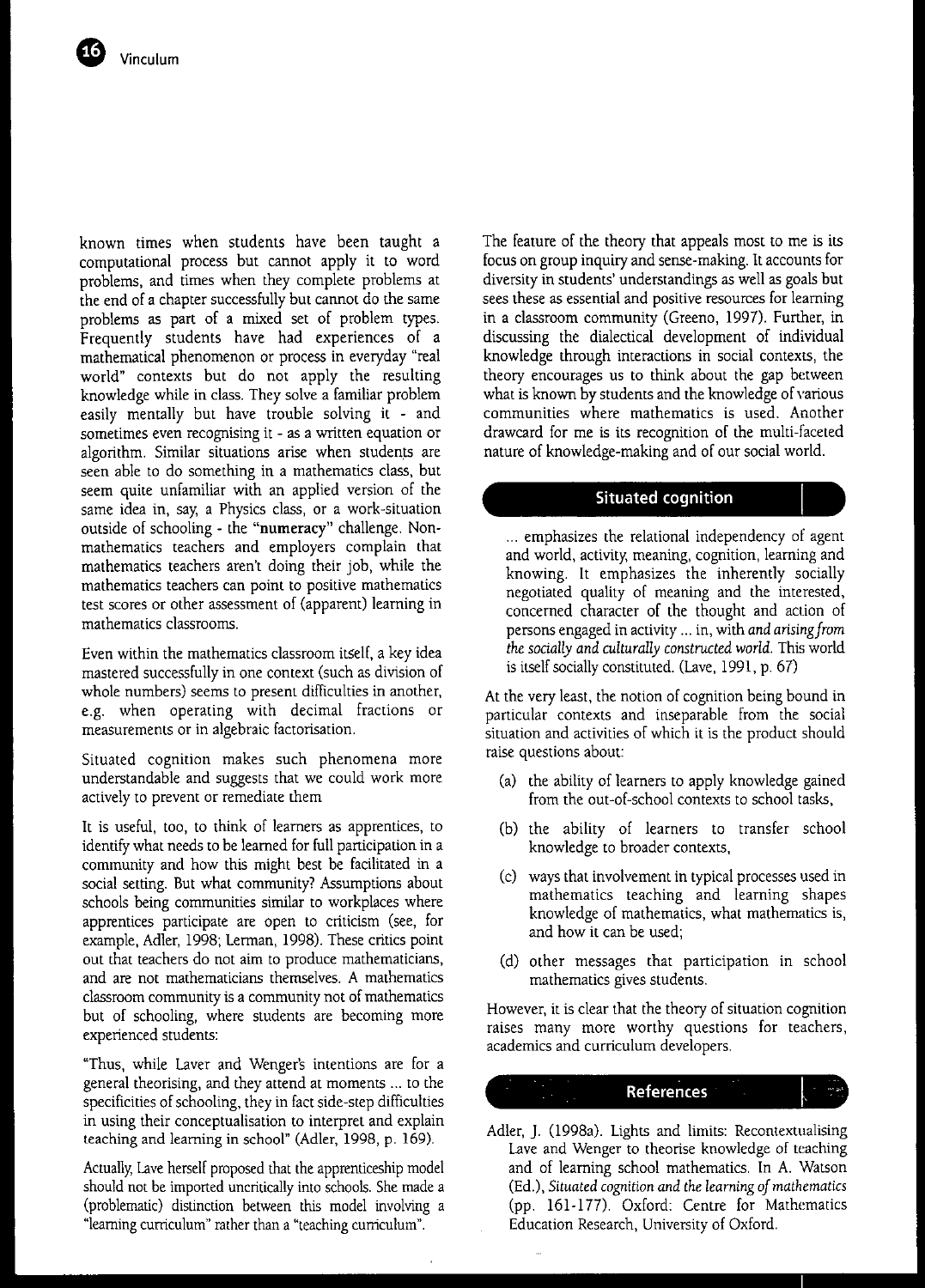known times when students have been taught a computational process but cannot apply it to word problems, and times when they complete problems at the end of a chapter successfully but cannot do the same problems as part of a mixed set of problem types. Frequently students have had experiences of a mathematical phenomenon or process in everyday "real world" contexts but do not apply the resulting knowledge while in class. They solve a familiar problem easily mentally but have trouble solving it - and sometimes even recognising it - as a written equation or algorithm. Similar situations arise when students are seen able to do something in a mathematics class, but seem quite unfamiliar with an applied version of the same idea in, say, a Physics class, or a work-situation outside of schooling - the **"numeracy"** challenge. Non-mathematics teachers and employers complain that mathematics teachers aren't doing their job, while the mathematics teachers can point to positive mathematics test scores or other assessment of (apparent) learning in mathematics classrooms.

Even within the mathematics classroom itself, a key idea mastered successfully in one context (such as division of whole numbers) seems to present difficulties in another, e.g. when operating with decimal fractions or measurements or in algebraic factorisation.

Situated cognition makes such phenomena more understandable and suggests that we could work more actively to prevent or remediate them

It is useful, too, to think of learners as apprentices, to identify what needs to be learned for full participation in a community and how this might best be facilitated in a social setting. But what community? Assumptions about schools being communities similar to workplaces where apprentices participate are open to criticism (see, for example, Adler, 1998; Lerman, 1998). These critics point out that teachers do not aim to produce mathematicians, and are not mathematicians themselves. A mathematics classroom community is a community not of mathematics but of schooling, where students are becoming more experienced students:

"Thus, while Laver and Wenger's intentions are for a general theorising, and they attend at moments ... to the specificities of schooling, they in fact side-step difficulties in using their conceptualisation to interpret and explain teaching and learning in school" (Adler, 1998, p. 169).

Actually, Lave herself proposed that the apprenticeship model should not be imported uncritically into schools. She made a (problematic) distinction between this model involving a "learning curriculum" rather than a "teaching curriculum".

The feature of the theory that appeals most to me is its focus on group inquiry and sense-making. It accounts for diversity in students' understandings as well as goals but sees these as essential and positive resources for learning in a classroom community (Greeno, 1997). Further, in discussing the dialectical development of individual knowledge through interactions in social contexts, the theory encourages us to think about the gap between what is known by students and the knowledge of various communities where mathematics is used. Another drawcard for me is its recognition of the multi-faceted nature of knowledge-making and of our social world.

## Situated cognition

> ... emphasizes the relational independency of agent and world, activity, meaning, cognition, learning and knowing. It emphasizes the inherently socially negotiated quality of meaning and the interested, concerned character of the thought and action of persons engaged in activity ... in, with *and arising from the socially and culturally constructed world.* This world is itself socially constituted. (Lave, 1991, p. 67)

At the very least, the notion of cognition being bound in particular contexts and inseparable from the social situation and activities of which it is the product should raise questions about:

(a) the ability of learners to apply knowledge gained from the out-of-school contexts to school tasks,

(b) the ability of learners to transfer school knowledge to broader contexts,

(c) ways that involvement in typical processes used in mathematics teaching and learning shapes knowledge of mathematics, what mathematics is, and how it can be used;

(d) other messages that participation in school mathematics gives students.

However, it is clear that the theory of situation cognition raises many more worthy questions for teachers, academics and curriculum developers.

## References

Adler, J. (1998a). Lights and limits: Recontextualising Lave and Wenger to theorise knowledge of teaching and of learning school mathematics. In A. Watson (Ed.), *Situated cognition and the learning of mathematics* (pp. 161-177). Oxford: Centre for Mathematics Education Research, University of Oxford.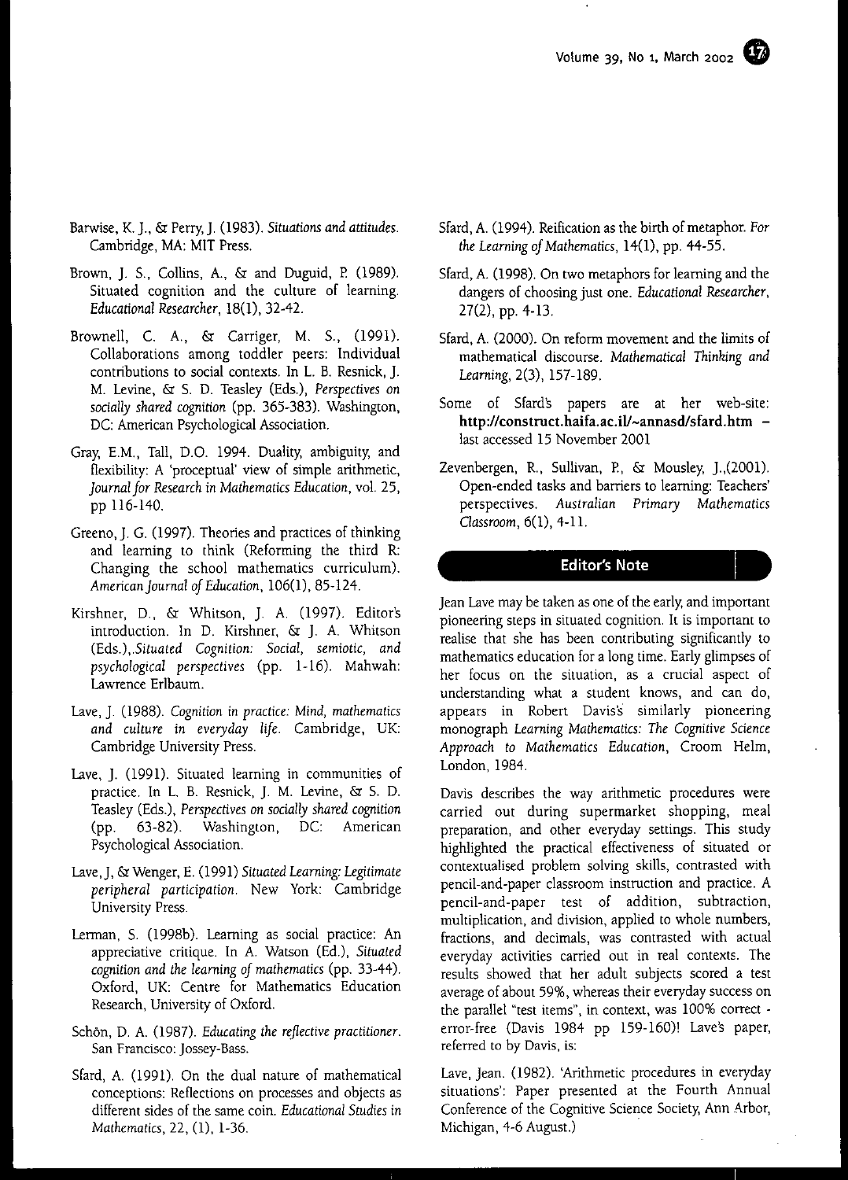Barwise, K. J., & Perry, J. (1983). *Situations and attitudes*. Cambridge, MA: MIT Press.

Brown, J. S., Collins, A., & and Duguid, P. (1989). Situated cognition and the culture of learning. *Educational Researcher*, 18(1), 32-42.

Brownell, C. A., & Carriger, M. S., (1991). Collaborations among toddler peers: Individual contributions to social contexts. In L. B. Resnick, J. M. Levine, & S. D. Teasley (Eds.), *Perspectives on socially shared cognition* (pp. 365-383). Washington, DC: American Psychological Association.

Gray, E.M., Tall, D.O. 1994. Duality, ambiguity, and flexibility: A 'proceptual' view of simple arithmetic, *Journal for Research in Mathematics Education*, vol. 25, pp 116-140.

Greeno, J. G. (1997). Theories and practices of thinking and learning to think (Reforming the third R: Changing the school mathematics curriculum). *American Journal of Education*, 106(1), 85-124.

Kirshner, D., & Whitson, J. A. (1997). Editor's introduction. In D. Kirshner, & J. A. Whitson (Eds.),.*Situated Cognition: Social, semiotic, and psychological perspectives* (pp. 1-16). Mahwah: Lawrence Erlbaum.

Lave, J. (1988). *Cognition in practice: Mind, mathematics and culture in everyday life*. Cambridge, UK: Cambridge University Press.

Lave, J. (1991). Situated learning in communities of practice. In L. B. Resnick, J. M. Levine, & S. D. Teasley (Eds.), *Perspectives on socially shared cognition* (pp. 63-82). Washington, DC: American Psychological Association.

Lave, J, & Wenger, E. (1991) *Situated Learning: Legitimate peripheral participation*. New York: Cambridge University Press.

Lerman, S. (1998b). Learning as social practice: An appreciative critique. In A. Watson (Ed.), *Situated cognition and the learning of mathematics* (pp. 33-44). Oxford, UK: Centre for Mathematics Education Research, University of Oxford.

Schön, D. A. (1987). *Educating the reflective practitioner*. San Francisco: Jossey-Bass.

Sfard, A. (1991). On the dual nature of mathematical conceptions: Reflections on processes and objects as different sides of the same coin. *Educational Studies in Mathematics*, 22, (1), 1-36.

Sfard, A. (1994). Reification as the birth of metaphor. *For the Learning of Mathematics*, 14(1), pp. 44-55.

Sfard, A. (1998). On two metaphors for learning and the dangers of choosing just one. *Educational Researcher*, 27(2), pp. 4-13.

Sfard, A. (2000). On reform movement and the limits of mathematical discourse. *Mathematical Thinking and Learning*, 2(3), 157-189.

Some of Sfard's papers are at her web-site: **http://construct.haifa.ac.il/~annasd/sfard.htm** – last accessed 15 November 2001

Zevenbergen, R., Sullivan, P., & Mousley, J.,(2001). Open-ended tasks and barriers to learning: Teachers' perspectives. *Australian Primary Mathematics Classroom*, 6(1), 4-11.

## Editor's Note

Jean Lave may be taken as one of the early, and important pioneering steps in situated cognition. It is important to realise that she has been contributing significantly to mathematics education for a long time. Early glimpses of her focus on the situation, as a crucial aspect of understanding what a student knows, and can do, appears in Robert Davis's similarly pioneering monograph *Learning Mathematics: The Cognitive Science Approach to Mathematics Education*, Croom Helm, London, 1984.

Davis describes the way arithmetic procedures were carried out during supermarket shopping, meal preparation, and other everyday settings. This study highlighted the practical effectiveness of situated or contextualised problem solving skills, contrasted with pencil-and-paper classroom instruction and practice. A pencil-and-paper test of addition, subtraction, multiplication, and division, applied to whole numbers, fractions, and decimals, was contrasted with actual everyday activities carried out in real contexts. The results showed that her adult subjects scored a test average of about 59%, whereas their everyday success on the parallel "test items", in context, was 100% correct - error-free (Davis 1984 pp 159-160)! Lave's paper, referred to by Davis, is:

Lave, Jean. (1982). 'Arithmetic procedures in everyday situations': Paper presented at the Fourth Annual Conference of the Cognitive Science Society, Ann Arbor, Michigan, 4-6 August.)